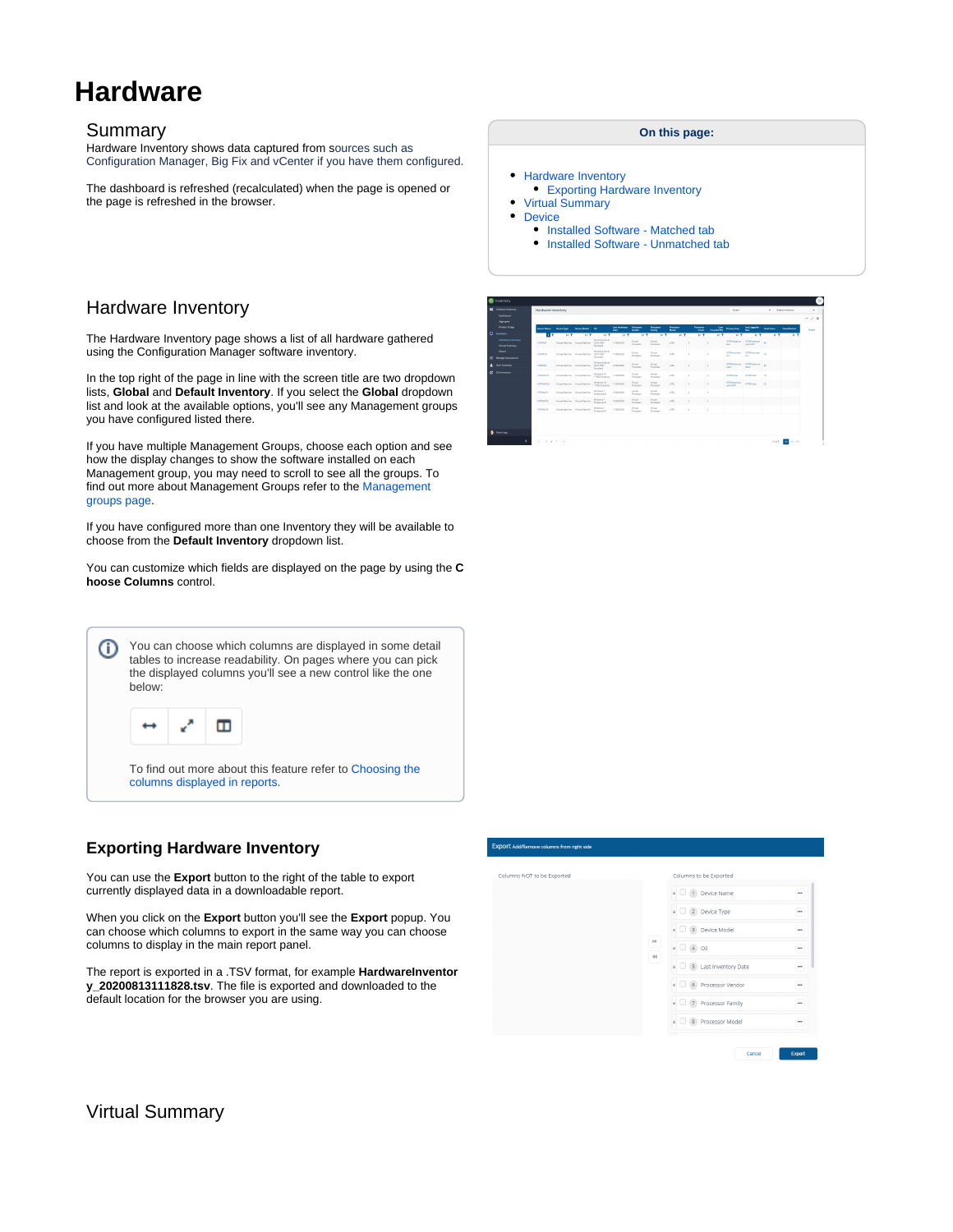# Hardware

## Summary

Hardware Inventory shows data captured from sources such as Configuration Manager, Big Fix and vCenter if you have them configured.

The dashboard is refreshed (recalculated) when the page is opened or the page is refreshed in the browser.

**On this page:**

- Hardware Inventory
  - Exporting Hardware Inventory
- Virtual Summary
- Device
  - Installed Software - Matched tab
  - Installed Software - Unmatched tab

## Hardware Inventory

The Hardware Inventory page shows a list of all hardware gathered using the Configuration Manager software inventory.

In the top right of the page in line with the screen title are two dropdown lists, **Global** and **Default Inventory**. If you select the **Global** dropdown list and look at the available options, you'll see any Management groups you have configured listed there.

If you have multiple Management Groups, choose each option and see how the display changes to show the software installed on each Management group, you may need to scroll to see all the groups. To find out more about Management Groups refer to the Management groups page.

If you have configured more than one Inventory they will be available to choose from the **Default Inventory** dropdown list.

You can customize which fields are displayed on the page by using the **Choose Columns** control.

> You can choose which columns are displayed in some detail tables to increase readability. On pages where you can pick the displayed columns you'll see a new control like the one below:
>
> To find out more about this feature refer to Choosing the columns displayed in reports.

### Exporting Hardware Inventory

You can use the **Export** button to the right of the table to export currently displayed data in a downloadable report.

When you click on the **Export** button you'll see the **Export** popup. You can choose which columns to export in the same way you can choose columns to display in the main report panel.

The report is exported in a .TSV format, for example **HardwareInventory_20200813111828.tsv**. The file is exported and downloaded to the default location for the browser you are using.

## Virtual Summary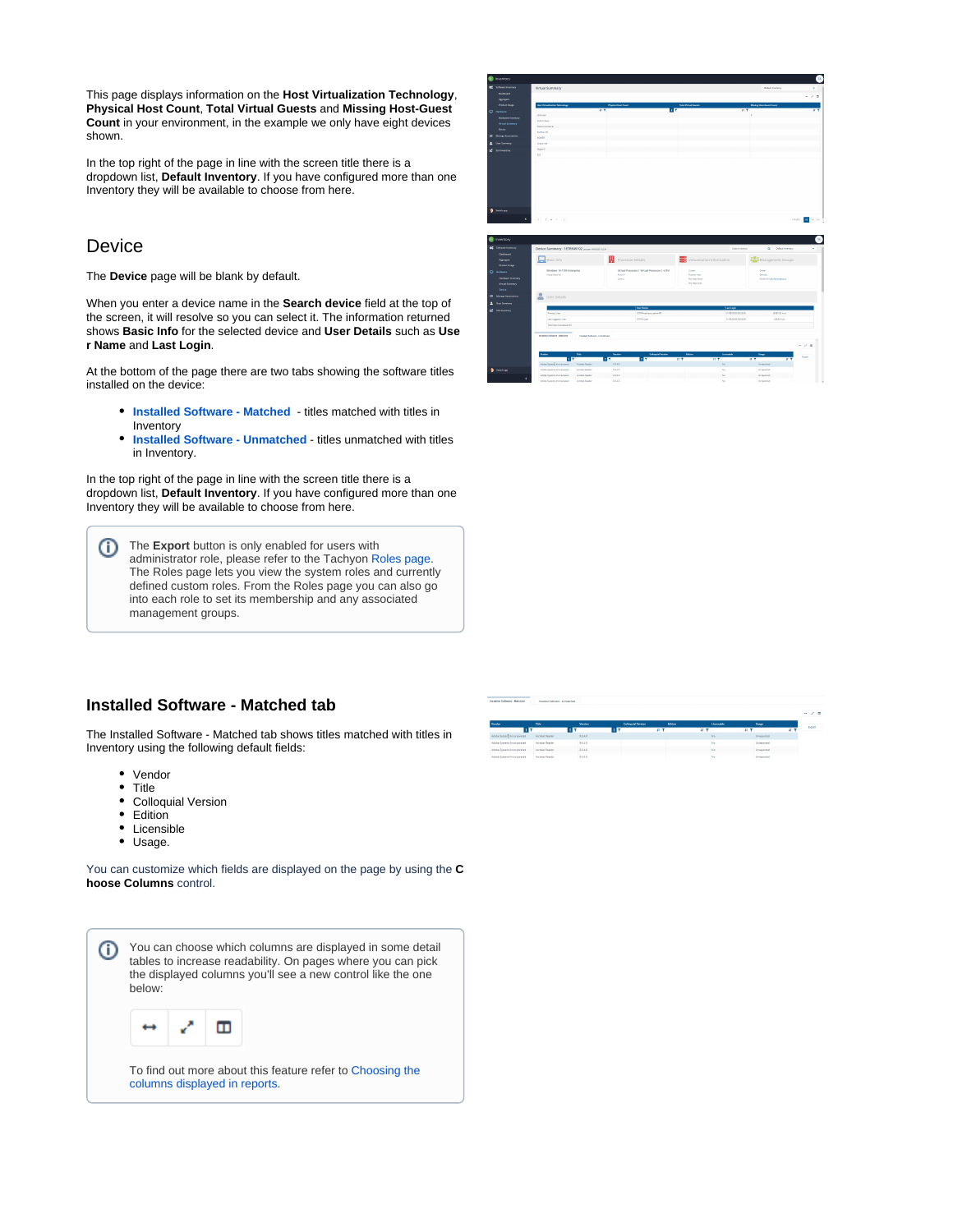This page displays information on the **Host Virtualization Technology**, **Physical Host Count**, **Total Virtual Guests** and **Missing Host-Guest Count** in your environment, in the example we only have eight devices shown.

In the top right of the page in line with the screen title there is a dropdown list, **Default Inventory**. If you have configured more than one Inventory they will be available to choose from here.

## Device

The **Device** page will be blank by default.

When you enter a device name in the **Search device** field at the top of the screen, it will resolve so you can select it. The information returned shows **Basic Info** for the selected device and **User Details** such as **User Name** and **Last Login**.

At the bottom of the page there are two tabs showing the software titles installed on the device:

- **Installed Software - Matched** - titles matched with titles in Inventory
- **Installed Software - Unmatched** - titles unmatched with titles in Inventory.

In the top right of the page in line with the screen title there is a dropdown list, **Default Inventory**. If you have configured more than one Inventory they will be available to choose from here.

> The **Export** button is only enabled for users with administrator role, please refer to the Tachyon Roles page. The Roles page lets you view the system roles and currently defined custom roles. From the Roles page you can also go into each role to set its membership and any associated management groups.

## Installed Software - Matched tab

The Installed Software - Matched tab shows titles matched with titles in Inventory using the following default fields:

- Vendor
- Title
- Colloquial Version
- Edition
- Licensible
- Usage.

You can customize which fields are displayed on the page by using the **Choose Columns** control.

> You can choose which columns are displayed in some detail tables to increase readability. On pages where you can pick the displayed columns you'll see a new control like the one below:
>
> To find out more about this feature refer to Choosing the columns displayed in reports.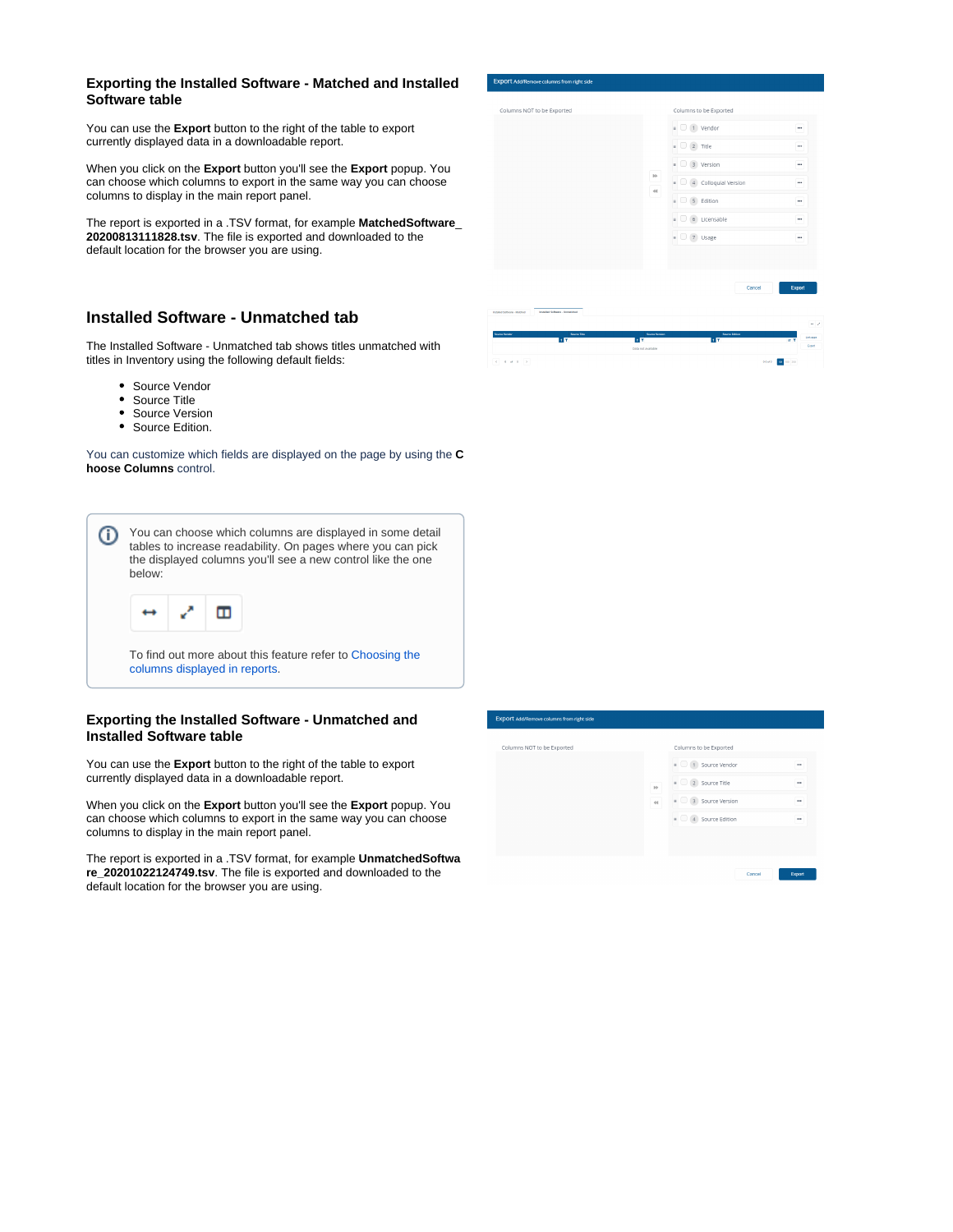### Exporting the Installed Software - Matched and Installed Software table

You can use the **Export** button to the right of the table to export currently displayed data in a downloadable report.

When you click on the **Export** button you'll see the **Export** popup. You can choose which columns to export in the same way you can choose columns to display in the main report panel.

The report is exported in a .TSV format, for example **MatchedSoftware_20200813111828.tsv**. The file is exported and downloaded to the default location for the browser you are using.

## Installed Software - Unmatched tab

The Installed Software - Unmatched tab shows titles unmatched with titles in Inventory using the following default fields:

- Source Vendor
- Source Title
- Source Version
- Source Edition.

You can customize which fields are displayed on the page by using the **Choose Columns** control.

> You can choose which columns are displayed in some detail tables to increase readability. On pages where you can pick the displayed columns you'll see a new control like the one below:
>
> To find out more about this feature refer to Choosing the columns displayed in reports.

### Exporting the Installed Software - Unmatched and Installed Software table

You can use the **Export** button to the right of the table to export currently displayed data in a downloadable report.

When you click on the **Export** button you'll see the **Export** popup. You can choose which columns to export in the same way you can choose columns to display in the main report panel.

The report is exported in a .TSV format, for example **UnmatchedSoftware_20201022124749.tsv**. The file is exported and downloaded to the default location for the browser you are using.